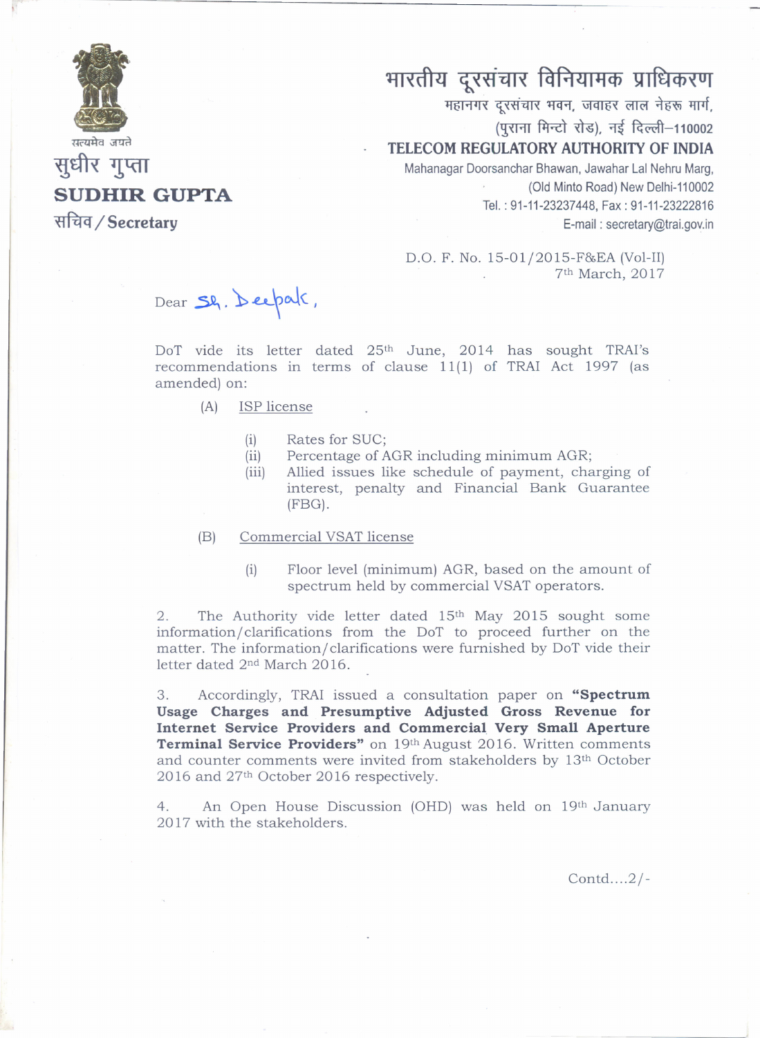सत्यमेव जयते

सुधीर गुप्ता

**SUDHIR GUPTA**

सचिव / Secretary

भारतीय दूरसंचार विनियामक प्राधिकरण

महानगर दूरसंचार भवन, जवाहर लाल नेहरू मार्ग,
(पुराना मिन्टो रोड), नई दिल्ली–110002

**TELECOM REGULATORY AUTHORITY OF INDIA**

Mahanagar Doorsanchar Bhawan, Jawahar Lal Nehru Marg,
(Old Minto Road) New Delhi-110002
Tel. : 91-11-23237448, Fax : 91-11-23222816
E-mail : secretary@trai.gov.in

D.O. F. No. 15-01/2015-F&EA (Vol-II)
7th March, 2017

Dear Sh. Deepak,

DoT vide its letter dated 25th June, 2014 has sought TRAI's recommendations in terms of clause 11(1) of TRAI Act 1997 (as amended) on:

(A) ISP license

- (i) Rates for SUC;
- (ii) Percentage of AGR including minimum AGR;
- (iii) Allied issues like schedule of payment, charging of interest, penalty and Financial Bank Guarantee (FBG).

(B) Commercial VSAT license

- (i) Floor level (minimum) AGR, based on the amount of spectrum held by commercial VSAT operators.

2. The Authority vide letter dated 15th May 2015 sought some information/clarifications from the DoT to proceed further on the matter. The information/clarifications were furnished by DoT vide their letter dated 2nd March 2016.

3. Accordingly, TRAI issued a consultation paper on **"Spectrum Usage Charges and Presumptive Adjusted Gross Revenue for Internet Service Providers and Commercial Very Small Aperture Terminal Service Providers"** on 19th August 2016. Written comments and counter comments were invited from stakeholders by 13th October 2016 and 27th October 2016 respectively.

4. An Open House Discussion (OHD) was held on 19th January 2017 with the stakeholders.

Contd....2/-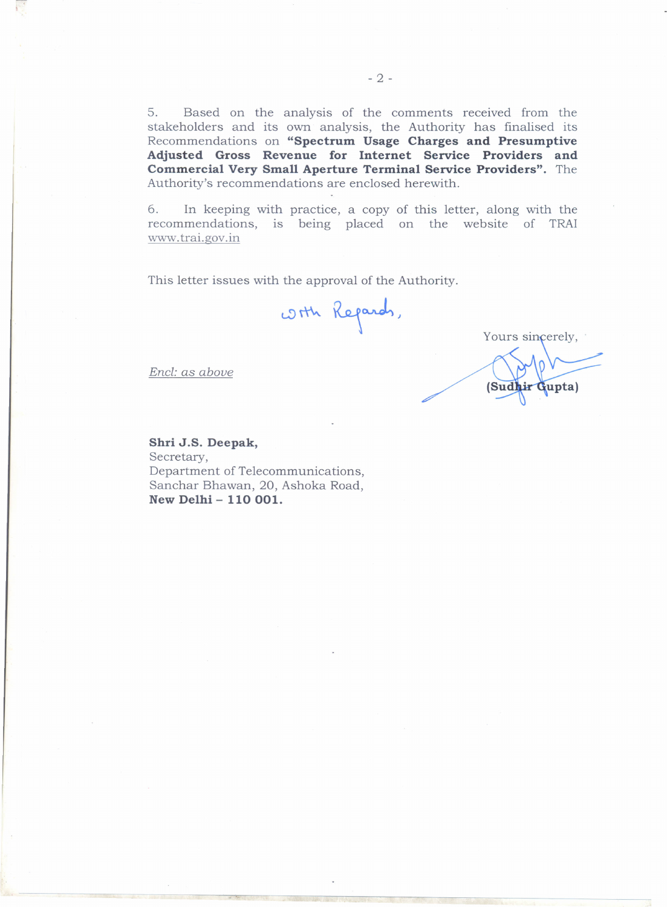5. Based on the analysis of the comments received from the stakeholders and its own analysis, the Authority has finalised its Recommendations on **"Spectrum Usage Charges and Presumptive Adjusted Gross Revenue for Internet Service Providers and Commercial Very Small Aperture Terminal Service Providers".** The Authority's recommendations are enclosed herewith.

6. In keeping with practice, a copy of this letter, along with the recommendations, is being placed on the website of TRAI www.trai.gov.in

This letter issues with the approval of the Authority.

With Regards,

Yours sincerely,

*Encl: as above*

**(Sudhir Gupta)**

**Shri J.S. Deepak,**
Secretary,
Department of Telecommunications,
Sanchar Bhawan, 20, Ashoka Road,
**New Delhi – 110 001.**